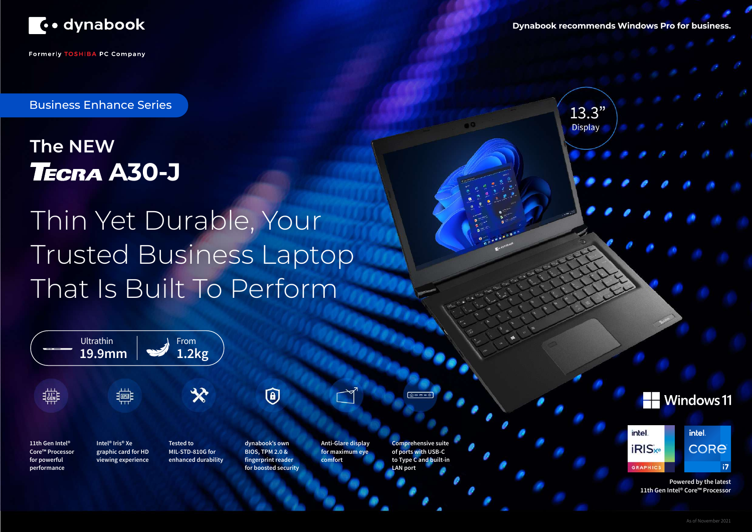dynabook

Formerly TOSHIBA PC Company

Dynabook recommends Windows Pro for business.

**Business Enhance Series**

## The NEW

# TECRA A30-J

## Thin Yet Durable, Your Trusted Business Laptop That Is Built To Perform

13.3" Display

Ultrathin 19.9mm

From 1.2kg

- 11th Gen Intel® Core™ Processor for powerful performance
- Intel® Iris® Xe graphic card for HD viewing experience
- Tested to MIL-STD-810G for enhanced durability
- dynabook's own BIOS, TPM 2.0 & fingerprint reader for boosted security
- Anti-Glare display for maximum eye comfort
- Comprehensive suite of ports with USB-C to Type C and built-in LAN port

Windows 11

intel. iRIS Xe GRAPHICS

intel. CORE i7

Powered by the latest 11th Gen Intel® Core™ Processor

As of November 2021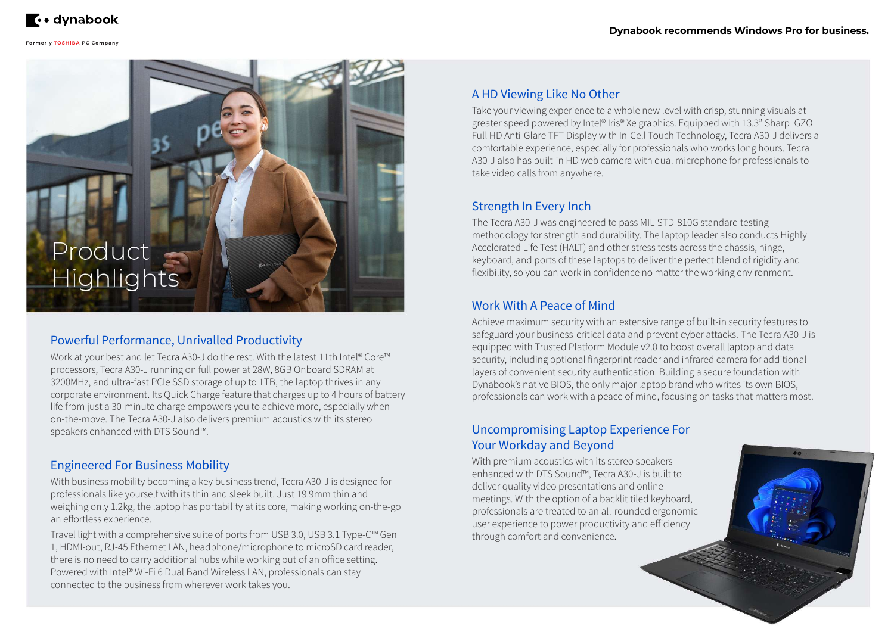Dynabook recommends Windows Pro for business.

# Product Highlights

## Powerful Performance, Unrivalled Productivity

Work at your best and let Tecra A30-J do the rest. With the latest 11th Intel® Core™ processors, Tecra A30-J running on full power at 28W, 8GB Onboard SDRAM at 3200MHz, and ultra-fast PCIe SSD storage of up to 1TB, the laptop thrives in any corporate environment. Its Quick Charge feature that charges up to 4 hours of battery life from just a 30-minute charge empowers you to achieve more, especially when on-the-move. The Tecra A30-J also delivers premium acoustics with its stereo speakers enhanced with DTS Sound™.

## Engineered For Business Mobility

With business mobility becoming a key business trend, Tecra A30-J is designed for professionals like yourself with its thin and sleek built. Just 19.9mm thin and weighing only 1.2kg, the laptop has portability at its core, making working on-the-go an effortless experience.

Travel light with a comprehensive suite of ports from USB 3.0, USB 3.1 Type-C™ Gen 1, HDMI-out, RJ-45 Ethernet LAN, headphone/microphone to microSD card reader, there is no need to carry additional hubs while working out of an office setting. Powered with Intel® Wi-Fi 6 Dual Band Wireless LAN, professionals can stay connected to the business from wherever work takes you.

## A HD Viewing Like No Other

Take your viewing experience to a whole new level with crisp, stunning visuals at greater speed powered by Intel® Iris® Xe graphics. Equipped with 13.3" Sharp IGZO Full HD Anti-Glare TFT Display with In-Cell Touch Technology, Tecra A30-J delivers a comfortable experience, especially for professionals who works long hours. Tecra A30-J also has built-in HD web camera with dual microphone for professionals to take video calls from anywhere.

## Strength In Every Inch

The Tecra A30-J was engineered to pass MIL-STD-810G standard testing methodology for strength and durability. The laptop leader also conducts Highly Accelerated Life Test (HALT) and other stress tests across the chassis, hinge, keyboard, and ports of these laptops to deliver the perfect blend of rigidity and flexibility, so you can work in confidence no matter the working environment.

## Work With A Peace of Mind

Achieve maximum security with an extensive range of built-in security features to safeguard your business-critical data and prevent cyber attacks. The Tecra A30-J is equipped with Trusted Platform Module v2.0 to boost overall laptop and data security, including optional fingerprint reader and infrared camera for additional layers of convenient security authentication. Building a secure foundation with Dynabook's native BIOS, the only major laptop brand who writes its own BIOS, professionals can work with a peace of mind, focusing on tasks that matters most.

## Uncompromising Laptop Experience For Your Workday and Beyond

With premium acoustics with its stereo speakers enhanced with DTS Sound™, Tecra A30-J is built to deliver quality video presentations and online meetings. With the option of a backlit tiled keyboard, professionals are treated to an all-rounded ergonomic user experience to power productivity and efficiency through comfort and convenience.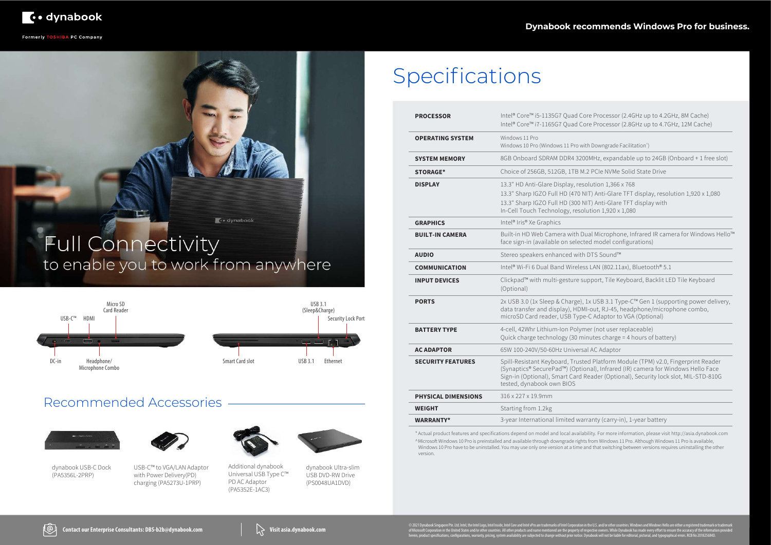Dynabook recommends Windows Pro for business.

# Full Connectivity

to enable you to work from anywhere

USB-C™
HDMI
Micro SD Card Reader
DC-in
Headphone/ Microphone Combo
USB 3.1 (Sleep&Charge)
Security Lock Port
Smart Card slot
USB 3.1
Ethernet

## Recommended Accessories

dynabook USB-C Dock (PA5356L-2PRP)

USB-C™ to VGA/LAN Adaptor with Power Delivery(PD) charging (PA5273U-1PRP)

Additional dynabook Universal USB Type C™ PD AC Adaptor (PA5352E-1AC3)

dynabook Ultra-slim USB DVD-RW Drive (PS0048UA1DVD)

# Specifications

| | |
|---|---|
| **PROCESSOR** | Intel® Core™ i5-1135G7 Quad Core Processor (2.4GHz up to 4.2GHz, 8M Cache)<br>Intel® Core™ i7-1165G7 Quad Core Processor (2.8GHz up to 4.7GHz, 12M Cache) |
| **OPERATING SYSTEM** | Windows 11 Pro<br>Windows 10 Pro (Windows 11 Pro with Downgrade Facilitation^) |
| **SYSTEM MEMORY** | 8GB Onboard SDRAM DDR4 3200MHz, expandable up to 24GB (Onboard + 1 free slot) |
| **STORAGE*** | Choice of 256GB, 512GB, 1TB M.2 PCIe NVMe Solid State Drive |
| **DISPLAY** | 13.3" HD Anti-Glare Display, resolution 1,366 x 768<br>13.3" Sharp IGZO Full HD (470 NIT) Anti-Glare TFT display, resolution 1,920 x 1,080<br>13.3" Sharp IGZO Full HD (300 NIT) Anti-Glare TFT display with In-Cell Touch Technology, resolution 1,920 x 1,080 |
| **GRAPHICS** | Intel® Iris® Xe Graphics |
| **BUILT-IN CAMERA** | Built-in HD Web Camera with Dual Microphone, Infrared IR camera for Windows Hello™ face sign-in (available on selected model configurations) |
| **AUDIO** | Stereo speakers enhanced with DTS Sound™ |
| **COMMUNICATION** | Intel® Wi-Fi 6 Dual Band Wireless LAN (802.11ax), Bluetooth® 5.1 |
| **INPUT DEVICES** | Clickpad™ with multi-gesture support, Tile Keyboard, Backlit LED Tile Keyboard (Optional) |
| **PORTS** | 2x USB 3.0 (1x Sleep & Charge), 1x USB 3.1 Type-C™ Gen 1 (supporting power delivery, data transfer and display), HDMI-out, RJ-45, headphone/microphone combo, microSD Card reader, USB Type-C Adaptor to VGA (Optional) |
| **BATTERY TYPE** | 4-cell, 42Whr Lithium-Ion Polymer (not user replaceable)<br>Quick charge technology (30 minutes charge = 4 hours of battery) |
| **AC ADAPTOR** | 65W 100-240V/50-60Hz Universal AC Adaptor |
| **SECURITY FEATURES** | Spill-Resistant Keyboard, Trusted Platform Module (TPM) v2.0, Fingerprint Reader (Synaptics® SecurePad™) (Optional), Infrared (IR) camera for Windows Hello Face Sign-in (Optional), Smart Card Reader (Optional), Security lock slot, MIL-STD-810G tested, dynabook own BIOS |
| **PHYSICAL DIMENSIONS** | 316 x 227 x 19.9mm |
| **WEIGHT** | Starting from 1.2kg |
| **WARRANTY*** | 3-year International limited warranty (carry-in), 1-year battery |

\* Actual product features and specifications depend on model and local availability. For more information, please visit http://asia.dynabook.com

^Microsoft Windows 10 Pro is preinstalled and available through downgrade rights from Windows 11 Pro. Although Windows 11 Pro is available, Windows 10 Pro have to be uninstalled. You may use only one version at a time and that switching between versions requires uninstalling the other version.

Contact our Enterprise Consultants: DBS-b2b@dynabook.com

Visit asia.dynabook.com

© 2021 Dynabook Singapore Pte. Ltd. Intel, the Intel Logo, Intel Inside, Intel Core and Intel vPro are trademarks of Intel Corporation in the U.S. and/or other countries. Windows and Windows Hello are either a registered trademark or trademark of Microsoft Corporation in the United States and/or other countries. All other products and name mentioned are the property of respective owners. While Dynabook has made every effort to ensure the accuracy of the information provided herein, product specifications, configurations, warranty, pricing, system availability are subjected to change without prior notice. Dynabook will not be liable for editorial, pictorial, and typographical errors. RCB No 201825684D.